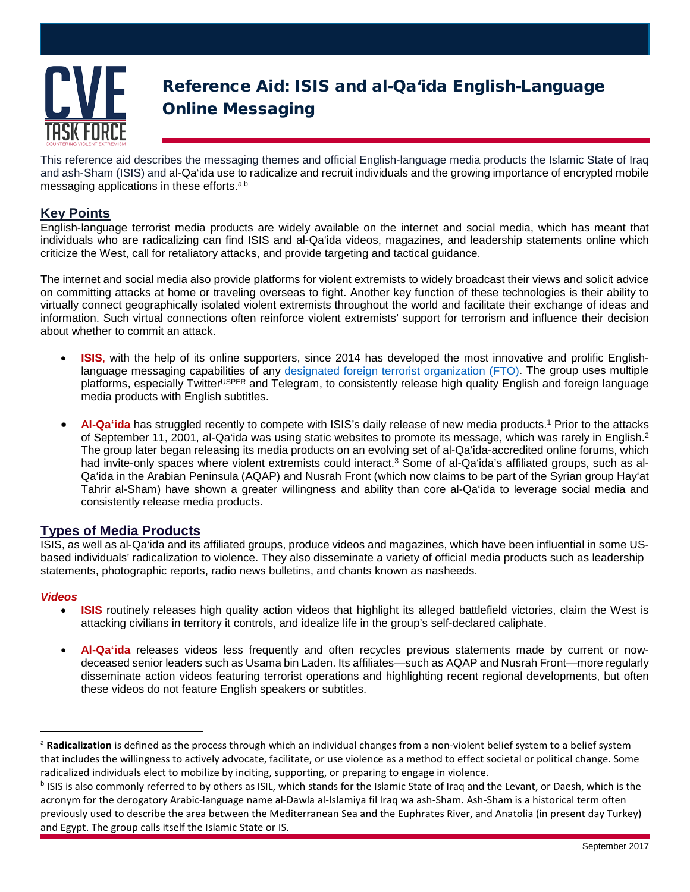# Reference Aid: ISIS and al-Qa'ida English-Language Online Messaging

This reference aid describes the messaging themes and official English-language media products the Islamic State of Iraq and ash-Sham (ISIS) and al-Qa'ida use to radicalize and recruit individuals and the growing importance of encrypted mobile messaging applications in these efforts.[a,b]

## Key Points

English-language terrorist media products are widely available on the internet and social media, which has meant that individuals who are radicalizing can find ISIS and al-Qa'ida videos, magazines, and leadership statements online which criticize the West, call for retaliatory attacks, and provide targeting and tactical guidance.

The internet and social media also provide platforms for violent extremists to widely broadcast their views and solicit advice on committing attacks at home or traveling overseas to fight. Another key function of these technologies is their ability to virtually connect geographically isolated violent extremists throughout the world and facilitate their exchange of ideas and information. Such virtual connections often reinforce violent extremists' support for terrorism and influence their decision about whether to commit an attack.

- **ISIS**, with the help of its online supporters, since 2014 has developed the most innovative and prolific English-language messaging capabilities of any designated foreign terrorist organization (FTO). The group uses multiple platforms, especially Twitter[USPER] and Telegram, to consistently release high quality English and foreign language media products with English subtitles.

- **Al-Qa'ida** has struggled recently to compete with ISIS's daily release of new media products.[1] Prior to the attacks of September 11, 2001, al-Qa'ida was using static websites to promote its message, which was rarely in English.[2] The group later began releasing its media products on an evolving set of al-Qa'ida-accredited online forums, which had invite-only spaces where violent extremists could interact.[3] Some of al-Qa'ida's affiliated groups, such as al-Qa'ida in the Arabian Peninsula (AQAP) and Nusrah Front (which now claims to be part of the Syrian group Hay'at Tahrir al-Sham) have shown a greater willingness and ability than core al-Qa'ida to leverage social media and consistently release media products.

## Types of Media Products

ISIS, as well as al-Qa'ida and its affiliated groups, produce videos and magazines, which have been influential in some US-based individuals' radicalization to violence. They also disseminate a variety of official media products such as leadership statements, photographic reports, radio news bulletins, and chants known as nasheeds.

### *Videos*

- **ISIS** routinely releases high quality action videos that highlight its alleged battlefield victories, claim the West is attacking civilians in territory it controls, and idealize life in the group's self-declared caliphate.

- **Al-Qa'ida** releases videos less frequently and often recycles previous statements made by current or now-deceased senior leaders such as Usama bin Laden. Its affiliates—such as AQAP and Nusrah Front—more regularly disseminate action videos featuring terrorist operations and highlighting recent regional developments, but often these videos do not feature English speakers or subtitles.

---

[a] **Radicalization** is defined as the process through which an individual changes from a non-violent belief system to a belief system that includes the willingness to actively advocate, facilitate, or use violence as a method to effect societal or political change. Some radicalized individuals elect to mobilize by inciting, supporting, or preparing to engage in violence.

[b] ISIS is also commonly referred to by others as ISIL, which stands for the Islamic State of Iraq and the Levant, or Daesh, which is the acronym for the derogatory Arabic-language name al-Dawla al-Islamiya fil Iraq wa ash-Sham. Ash-Sham is a historical term often previously used to describe the area between the Mediterranean Sea and the Euphrates River, and Anatolia (in present day Turkey) and Egypt. The group calls itself the Islamic State or IS.

September 2017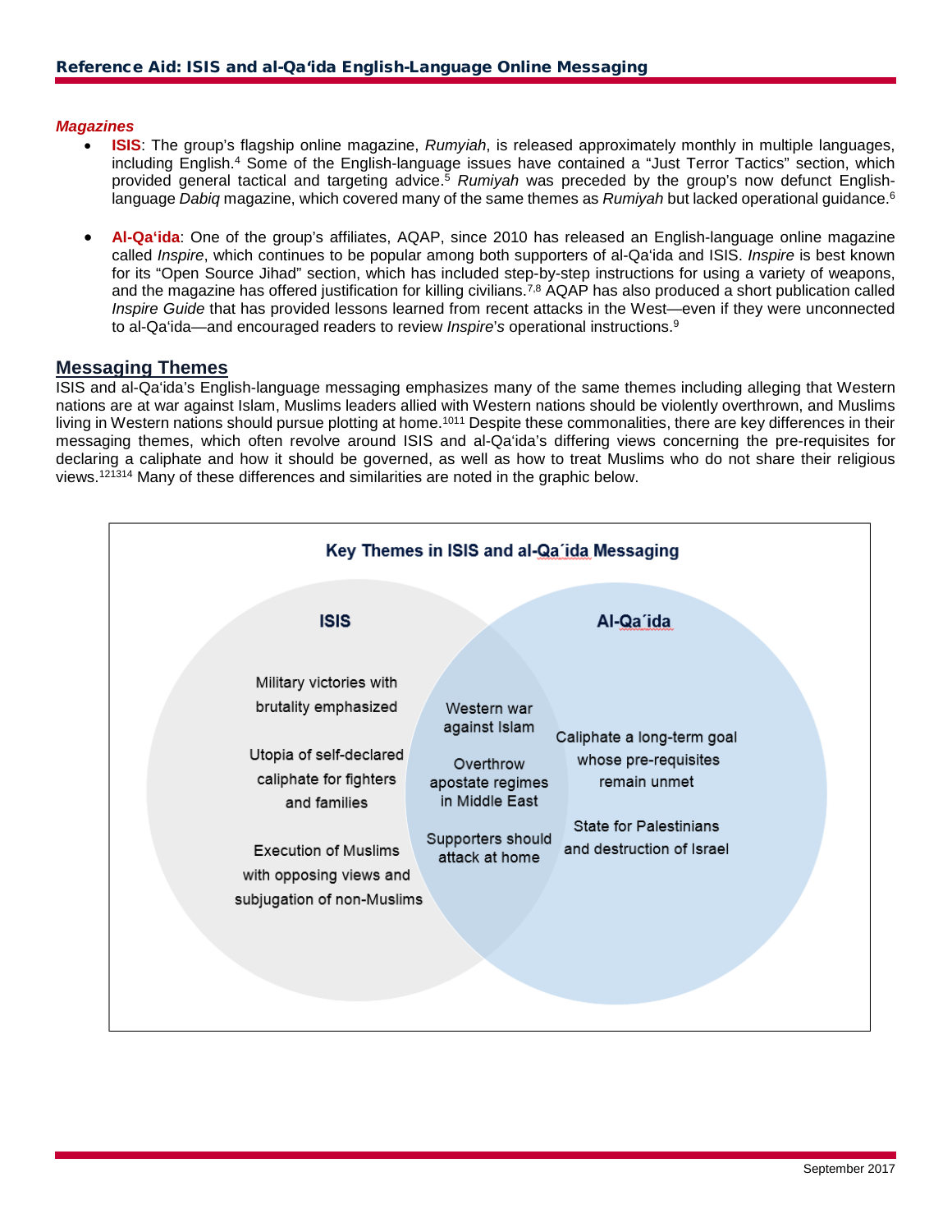### *Magazines*

- **ISIS**: The group's flagship online magazine, *Rumiyah*, is released approximately monthly in multiple languages, including English.[4] Some of the English-language issues have contained a "Just Terror Tactics" section, which provided general tactical and targeting advice.[5] *Rumiyah* was preceded by the group's now defunct English-language *Dabiq* magazine, which covered many of the same themes as *Rumiyah* but lacked operational guidance.[6]

- **Al-Qa'ida**: One of the group's affiliates, AQAP, since 2010 has released an English-language online magazine called *Inspire*, which continues to be popular among both supporters of al-Qa'ida and ISIS. *Inspire* is best known for its "Open Source Jihad" section, which has included step-by-step instructions for using a variety of weapons, and the magazine has offered justification for killing civilians.[7,8] AQAP has also produced a short publication called *Inspire Guide* that has provided lessons learned from recent attacks in the West—even if they were unconnected to al-Qa'ida—and encouraged readers to review *Inspire*'s operational instructions.[9]

## Messaging Themes

ISIS and al-Qa'ida's English-language messaging emphasizes many of the same themes including alleging that Western nations are at war against Islam, Muslims leaders allied with Western nations should be violently overthrown, and Muslims living in Western nations should pursue plotting at home.[10][11] Despite these commonalities, there are key differences in their messaging themes, which often revolve around ISIS and al-Qa'ida's differing views concerning the pre-requisites for declaring a caliphate and how it should be governed, as well as how to treat Muslims who do not share their religious views.[12][13][14] Many of these differences and similarities are noted in the graphic below.

**Key Themes in ISIS and al-Qa´ida Messaging**

| ISIS | Both | Al-Qa´ida |
| --- | --- | --- |
| Military victories with brutality emphasized | Western war against Islam | Caliphate a long-term goal whose pre-requisites remain unmet |
| Utopia of self-declared caliphate for fighters and families | Overthrow apostate regimes in Middle East | State for Palestinians and destruction of Israel |
| Execution of Muslims with opposing views and subjugation of non-Muslims | Supporters should attack at home | |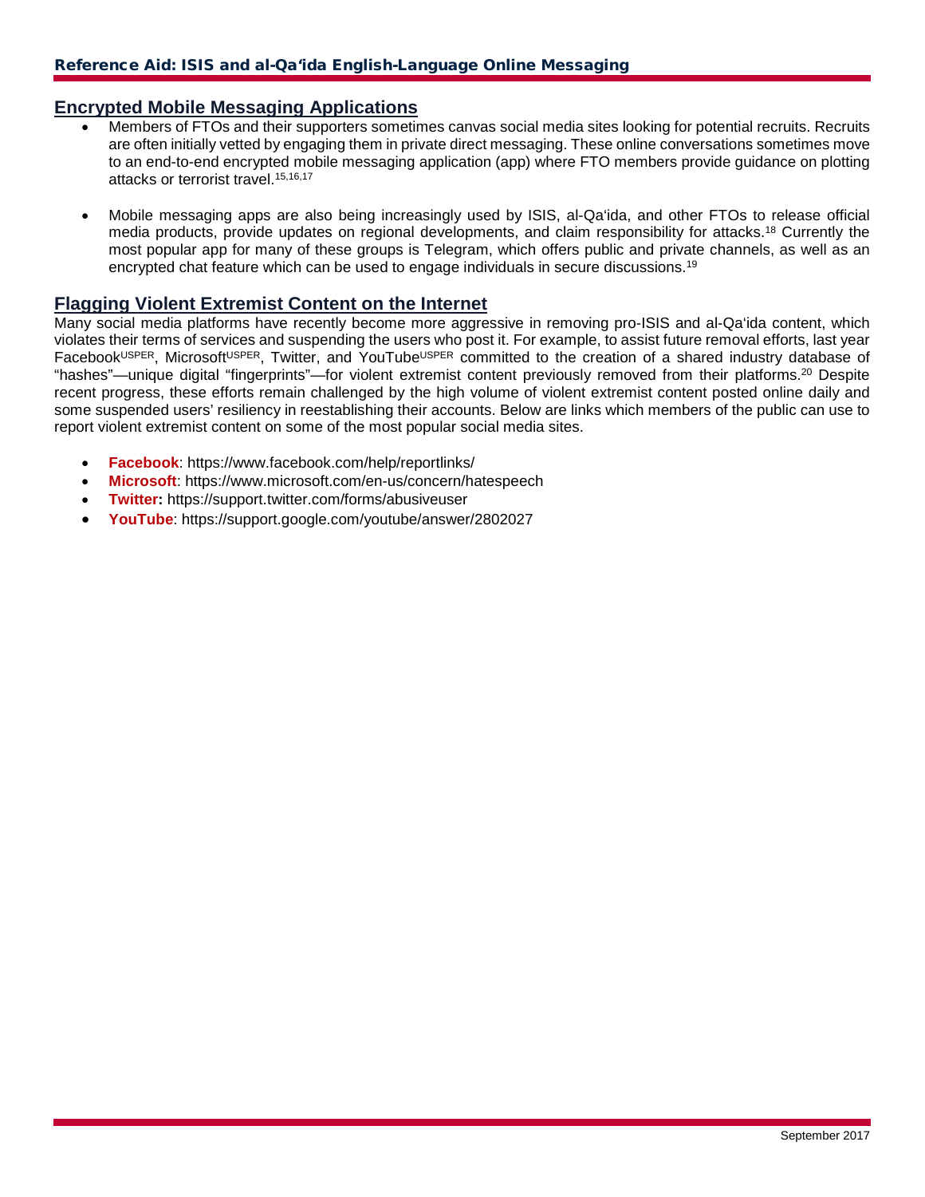## Encrypted Mobile Messaging Applications

- Members of FTOs and their supporters sometimes canvas social media sites looking for potential recruits. Recruits are often initially vetted by engaging them in private direct messaging. These online conversations sometimes move to an end-to-end encrypted mobile messaging application (app) where FTO members provide guidance on plotting attacks or terrorist travel.[15,16,17]

- Mobile messaging apps are also being increasingly used by ISIS, al-Qa'ida, and other FTOs to release official media products, provide updates on regional developments, and claim responsibility for attacks.[18] Currently the most popular app for many of these groups is Telegram, which offers public and private channels, as well as an encrypted chat feature which can be used to engage individuals in secure discussions.[19]

## Flagging Violent Extremist Content on the Internet

Many social media platforms have recently become more aggressive in removing pro-ISIS and al-Qa'ida content, which violates their terms of services and suspending the users who post it. For example, to assist future removal efforts, last year Facebook[USPER], Microsoft[USPER], Twitter, and YouTube[USPER] committed to the creation of a shared industry database of "hashes"—unique digital "fingerprints"—for violent extremist content previously removed from their platforms.[20] Despite recent progress, these efforts remain challenged by the high volume of violent extremist content posted online daily and some suspended users' resiliency in reestablishing their accounts. Below are links which members of the public can use to report violent extremist content on some of the most popular social media sites.

- **Facebook**: https://www.facebook.com/help/reportlinks/
- **Microsoft**: https://www.microsoft.com/en-us/concern/hatespeech
- **Twitter:** https://support.twitter.com/forms/abusiveuser
- **YouTube**: https://support.google.com/youtube/answer/2802027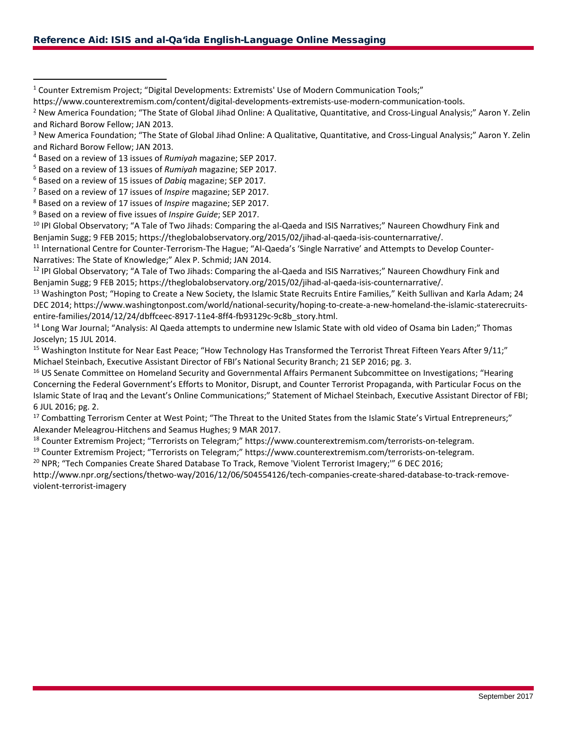[1] Counter Extremism Project; "Digital Developments: Extremists' Use of Modern Communication Tools;" https://www.counterextremism.com/content/digital-developments-extremists-use-modern-communication-tools.

[2] New America Foundation; "The State of Global Jihad Online: A Qualitative, Quantitative, and Cross-Lingual Analysis;" Aaron Y. Zelin and Richard Borow Fellow; JAN 2013.

[3] New America Foundation; "The State of Global Jihad Online: A Qualitative, Quantitative, and Cross-Lingual Analysis;" Aaron Y. Zelin and Richard Borow Fellow; JAN 2013.

[4] Based on a review of 13 issues of *Rumiyah* magazine; SEP 2017.

[5] Based on a review of 13 issues of *Rumiyah* magazine; SEP 2017.

[6] Based on a review of 15 issues of *Dabiq* magazine; SEP 2017.

[7] Based on a review of 17 issues of *Inspire* magazine; SEP 2017.

[8] Based on a review of 17 issues of *Inspire* magazine; SEP 2017.

[9] Based on a review of five issues of *Inspire Guide*; SEP 2017.

[10] IPI Global Observatory; "A Tale of Two Jihads: Comparing the al-Qaeda and ISIS Narratives;" Naureen Chowdhury Fink and Benjamin Sugg; 9 FEB 2015; https://theglobalobservatory.org/2015/02/jihad-al-qaeda-isis-counternarrative/.

[11] International Centre for Counter-Terrorism-The Hague; "Al-Qaeda's 'Single Narrative' and Attempts to Develop Counter-Narratives: The State of Knowledge;" Alex P. Schmid; JAN 2014.

[12] IPI Global Observatory; "A Tale of Two Jihads: Comparing the al-Qaeda and ISIS Narratives;" Naureen Chowdhury Fink and Benjamin Sugg; 9 FEB 2015; https://theglobalobservatory.org/2015/02/jihad-al-qaeda-isis-counternarrative/.

[13] Washington Post; "Hoping to Create a New Society, the Islamic State Recruits Entire Families," Keith Sullivan and Karla Adam; 24 DEC 2014; https://www.washingtonpost.com/world/national-security/hoping-to-create-a-new-homeland-the-islamic-staterecruits-entire-families/2014/12/24/dbffceec-8917-11e4-8ff4-fb93129c-9c8b_story.html.

[14] Long War Journal; "Analysis: Al Qaeda attempts to undermine new Islamic State with old video of Osama bin Laden;" Thomas Joscelyn; 15 JUL 2014.

[15] Washington Institute for Near East Peace; "How Technology Has Transformed the Terrorist Threat Fifteen Years After 9/11;" Michael Steinbach, Executive Assistant Director of FBI's National Security Branch; 21 SEP 2016; pg. 3.

[16] US Senate Committee on Homeland Security and Governmental Affairs Permanent Subcommittee on Investigations; "Hearing Concerning the Federal Government's Efforts to Monitor, Disrupt, and Counter Terrorist Propaganda, with Particular Focus on the Islamic State of Iraq and the Levant's Online Communications;" Statement of Michael Steinbach, Executive Assistant Director of FBI; 6 JUL 2016; pg. 2.

[17] Combatting Terrorism Center at West Point; "The Threat to the United States from the Islamic State's Virtual Entrepreneurs;" Alexander Meleagrou-Hitchens and Seamus Hughes; 9 MAR 2017.

[18] Counter Extremism Project; "Terrorists on Telegram;" https://www.counterextremism.com/terrorists-on-telegram.

[19] Counter Extremism Project; "Terrorists on Telegram;" https://www.counterextremism.com/terrorists-on-telegram.

[20] NPR; "Tech Companies Create Shared Database To Track, Remove 'Violent Terrorist Imagery;'" 6 DEC 2016; http://www.npr.org/sections/thetwo-way/2016/12/06/504554126/tech-companies-create-shared-database-to-track-remove-violent-terrorist-imagery